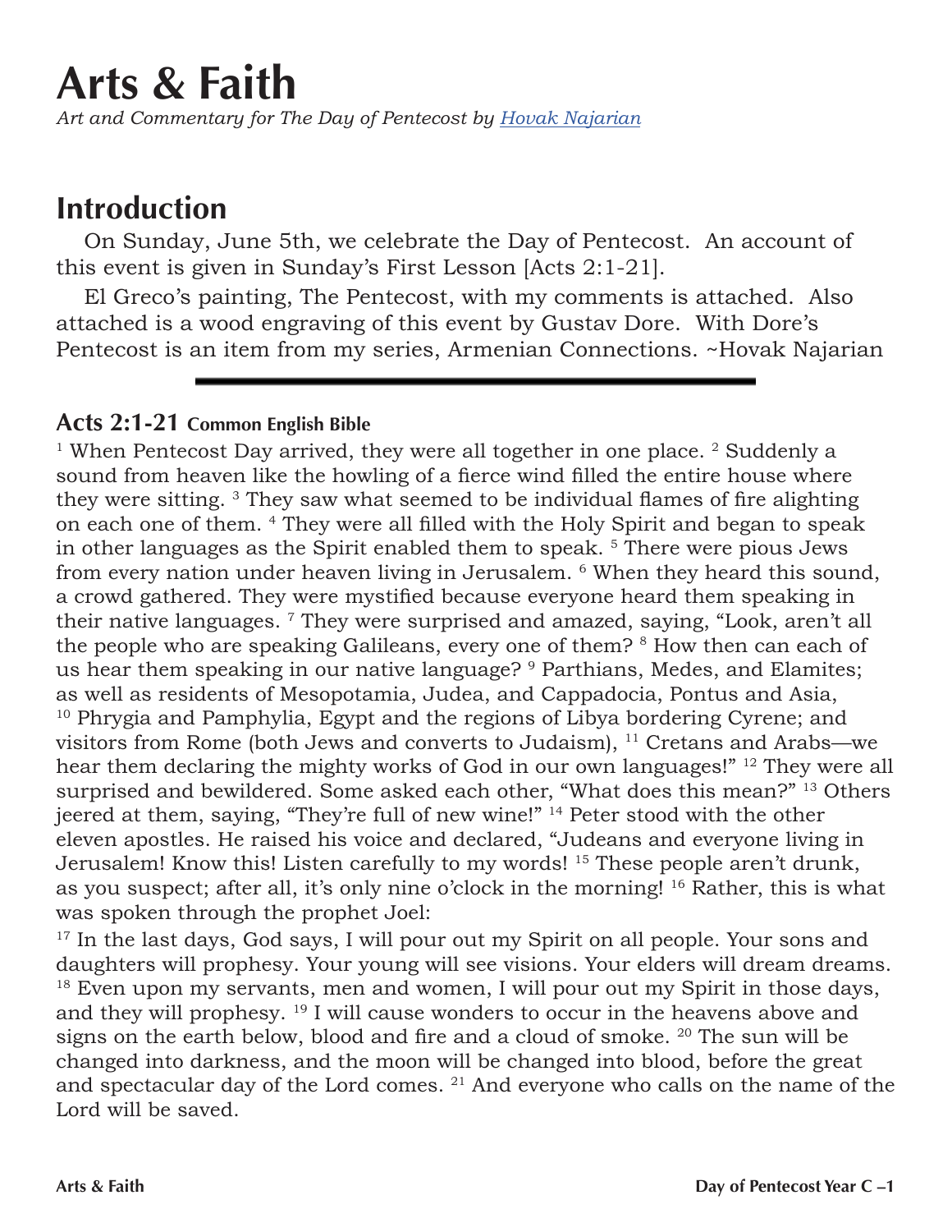# Arts & Faith

*Art and Commentary for The Day of Pentecost by [Hovak Najarian]()*

## Introduction

On Sunday, June 5th, we celebrate the Day of Pentecost. An account of this event is given in Sunday's First Lesson [Acts 2:1-21].

El Greco's painting, The Pentecost, with my comments is attached. Also attached is a wood engraving of this event by Gustav Dore. With Dore's Pentecost is an item from my series, Armenian Connections. ~Hovak Najarian

---

### Acts 2:1-21 Common English Bible

1 When Pentecost Day arrived, they were all together in one place. 2 Suddenly a sound from heaven like the howling of a fierce wind filled the entire house where they were sitting. 3 They saw what seemed to be individual flames of fire alighting on each one of them. 4 They were all filled with the Holy Spirit and began to speak in other languages as the Spirit enabled them to speak. 5 There were pious Jews from every nation under heaven living in Jerusalem. 6 When they heard this sound, a crowd gathered. They were mystified because everyone heard them speaking in their native languages. 7 They were surprised and amazed, saying, "Look, aren't all the people who are speaking Galileans, every one of them? 8 How then can each of us hear them speaking in our native language? 9 Parthians, Medes, and Elamites; as well as residents of Mesopotamia, Judea, and Cappadocia, Pontus and Asia, 10 Phrygia and Pamphylia, Egypt and the regions of Libya bordering Cyrene; and visitors from Rome (both Jews and converts to Judaism), 11 Cretans and Arabs—we hear them declaring the mighty works of God in our own languages!" 12 They were all surprised and bewildered. Some asked each other, "What does this mean?" 13 Others jeered at them, saying, "They're full of new wine!" 14 Peter stood with the other eleven apostles. He raised his voice and declared, "Judeans and everyone living in Jerusalem! Know this! Listen carefully to my words! 15 These people aren't drunk, as you suspect; after all, it's only nine o'clock in the morning! 16 Rather, this is what was spoken through the prophet Joel:

17 In the last days, God says, I will pour out my Spirit on all people. Your sons and daughters will prophesy. Your young will see visions. Your elders will dream dreams. 18 Even upon my servants, men and women, I will pour out my Spirit in those days, and they will prophesy. 19 I will cause wonders to occur in the heavens above and signs on the earth below, blood and fire and a cloud of smoke. 20 The sun will be changed into darkness, and the moon will be changed into blood, before the great and spectacular day of the Lord comes. 21 And everyone who calls on the name of the Lord will be saved.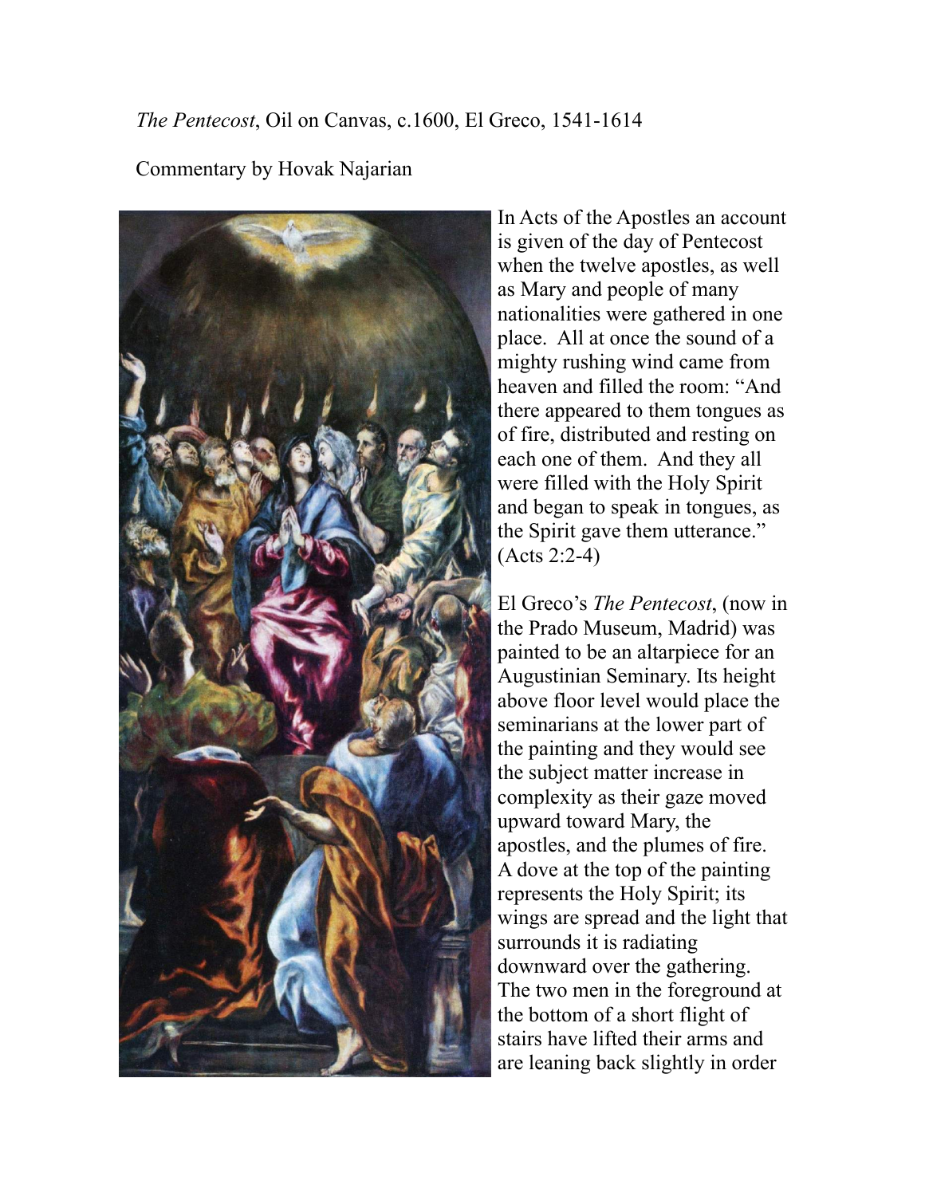*The Pentecost*, Oil on Canvas, c.1600, El Greco, 1541-1614

Commentary by Hovak Najarian

In Acts of the Apostles an account is given of the day of Pentecost when the twelve apostles, as well as Mary and people of many nationalities were gathered in one place. All at once the sound of a mighty rushing wind came from heaven and filled the room: "And there appeared to them tongues as of fire, distributed and resting on each one of them. And they all were filled with the Holy Spirit and began to speak in tongues, as the Spirit gave them utterance." (Acts 2:2-4)

El Greco's *The Pentecost*, (now in the Prado Museum, Madrid) was painted to be an altarpiece for an Augustinian Seminary. Its height above floor level would place the seminarians at the lower part of the painting and they would see the subject matter increase in complexity as their gaze moved upward toward Mary, the apostles, and the plumes of fire. A dove at the top of the painting represents the Holy Spirit; its wings are spread and the light that surrounds it is radiating downward over the gathering. The two men in the foreground at the bottom of a short flight of stairs have lifted their arms and are leaning back slightly in order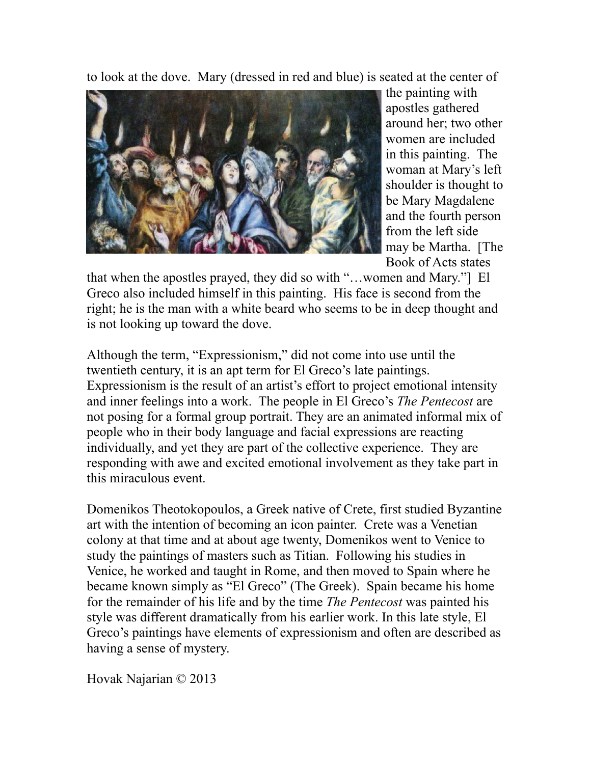to look at the dove. Mary (dressed in red and blue) is seated at the center of the painting with apostles gathered around her; two other women are included in this painting. The woman at Mary's left shoulder is thought to be Mary Magdalene and the fourth person from the left side may be Martha. [The Book of Acts states that when the apostles prayed, they did so with "…women and Mary."] El Greco also included himself in this painting. His face is second from the right; he is the man with a white beard who seems to be in deep thought and is not looking up toward the dove.

Although the term, "Expressionism," did not come into use until the twentieth century, it is an apt term for El Greco's late paintings. Expressionism is the result of an artist's effort to project emotional intensity and inner feelings into a work. The people in El Greco's *The Pentecost* are not posing for a formal group portrait. They are an animated informal mix of people who in their body language and facial expressions are reacting individually, and yet they are part of the collective experience. They are responding with awe and excited emotional involvement as they take part in this miraculous event.

Domenikos Theotokopoulos, a Greek native of Crete, first studied Byzantine art with the intention of becoming an icon painter. Crete was a Venetian colony at that time and at about age twenty, Domenikos went to Venice to study the paintings of masters such as Titian. Following his studies in Venice, he worked and taught in Rome, and then moved to Spain where he became known simply as "El Greco" (The Greek). Spain became his home for the remainder of his life and by the time *The Pentecost* was painted his style was different dramatically from his earlier work. In this late style, El Greco's paintings have elements of expressionism and often are described as having a sense of mystery.

Hovak Najarian © 2013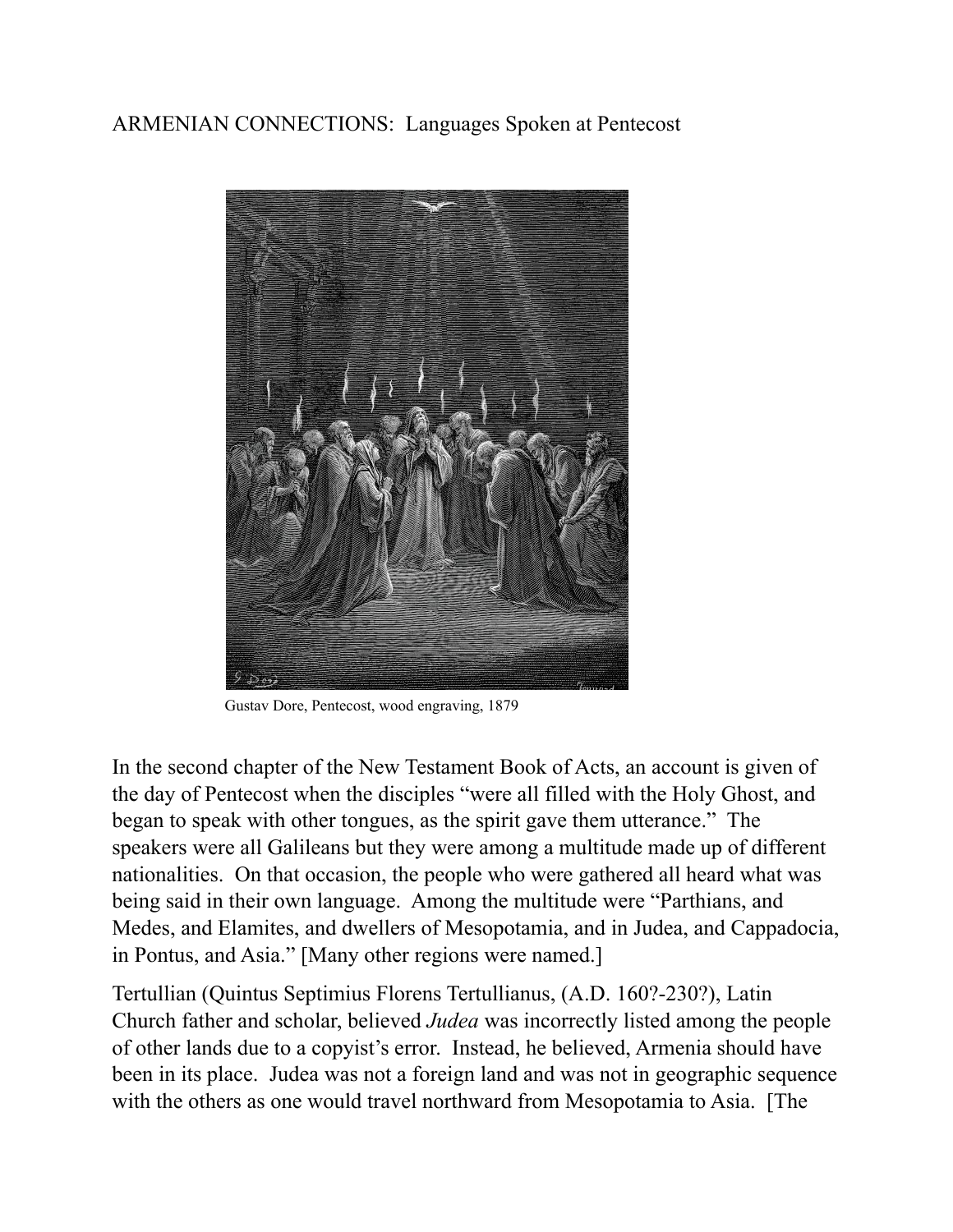ARMENIAN CONNECTIONS: Languages Spoken at Pentecost

Gustav Dore, Pentecost, wood engraving, 1879

In the second chapter of the New Testament Book of Acts, an account is given of the day of Pentecost when the disciples "were all filled with the Holy Ghost, and began to speak with other tongues, as the spirit gave them utterance." The speakers were all Galileans but they were among a multitude made up of different nationalities. On that occasion, the people who were gathered all heard what was being said in their own language. Among the multitude were "Parthians, and Medes, and Elamites, and dwellers of Mesopotamia, and in Judea, and Cappadocia, in Pontus, and Asia." [Many other regions were named.]

Tertullian (Quintus Septimius Florens Tertullianus, (A.D. 160?-230?), Latin Church father and scholar, believed *Judea* was incorrectly listed among the people of other lands due to a copyist's error. Instead, he believed, Armenia should have been in its place. Judea was not a foreign land and was not in geographic sequence with the others as one would travel northward from Mesopotamia to Asia. [The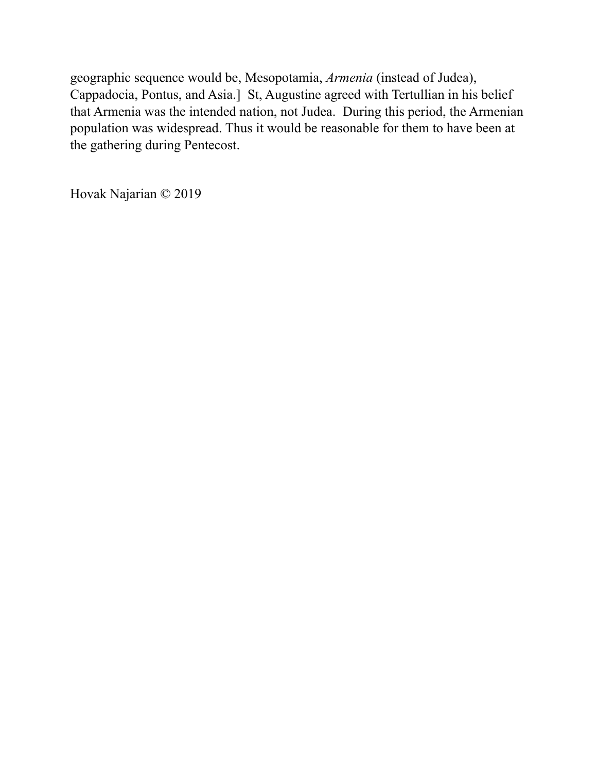geographic sequence would be, Mesopotamia, *Armenia* (instead of Judea), Cappadocia, Pontus, and Asia.] St, Augustine agreed with Tertullian in his belief that Armenia was the intended nation, not Judea. During this period, the Armenian population was widespread. Thus it would be reasonable for them to have been at the gathering during Pentecost.

Hovak Najarian © 2019